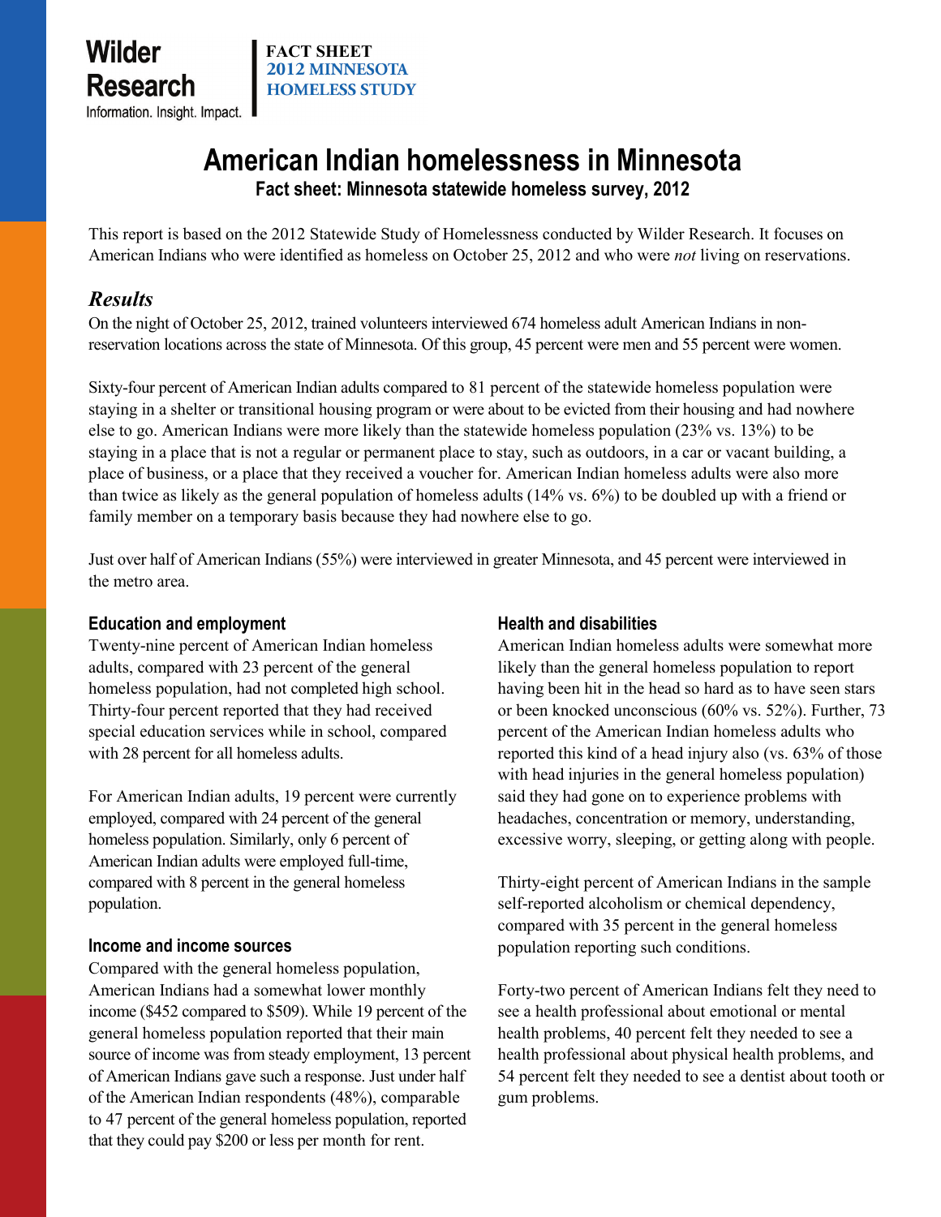Wilder Research
Information. Insight. Impact.

FACT SHEET
2012 MINNESOTA HOMELESS STUDY

# American Indian homelessness in Minnesota

**Fact sheet: Minnesota statewide homeless survey, 2012**

This report is based on the 2012 Statewide Study of Homelessness conducted by Wilder Research. It focuses on American Indians who were identified as homeless on October 25, 2012 and who were *not* living on reservations.

## *Results*

On the night of October 25, 2012, trained volunteers interviewed 674 homeless adult American Indians in non-reservation locations across the state of Minnesota. Of this group, 45 percent were men and 55 percent were women.

Sixty-four percent of American Indian adults compared to 81 percent of the statewide homeless population were staying in a shelter or transitional housing program or were about to be evicted from their housing and had nowhere else to go. American Indians were more likely than the statewide homeless population (23% vs. 13%) to be staying in a place that is not a regular or permanent place to stay, such as outdoors, in a car or vacant building, a place of business, or a place that they received a voucher for. American Indian homeless adults were also more than twice as likely as the general population of homeless adults (14% vs. 6%) to be doubled up with a friend or family member on a temporary basis because they had nowhere else to go.

Just over half of American Indians (55%) were interviewed in greater Minnesota, and 45 percent were interviewed in the metro area.

### Education and employment

Twenty-nine percent of American Indian homeless adults, compared with 23 percent of the general homeless population, had not completed high school. Thirty-four percent reported that they had received special education services while in school, compared with 28 percent for all homeless adults.

For American Indian adults, 19 percent were currently employed, compared with 24 percent of the general homeless population. Similarly, only 6 percent of American Indian adults were employed full-time, compared with 8 percent in the general homeless population.

### Income and income sources

Compared with the general homeless population, American Indians had a somewhat lower monthly income ($452 compared to $509). While 19 percent of the general homeless population reported that their main source of income was from steady employment, 13 percent of American Indians gave such a response. Just under half of the American Indian respondents (48%), comparable to 47 percent of the general homeless population, reported that they could pay $200 or less per month for rent.

### Health and disabilities

American Indian homeless adults were somewhat more likely than the general homeless population to report having been hit in the head so hard as to have seen stars or been knocked unconscious (60% vs. 52%). Further, 73 percent of the American Indian homeless adults who reported this kind of a head injury also (vs. 63% of those with head injuries in the general homeless population) said they had gone on to experience problems with headaches, concentration or memory, understanding, excessive worry, sleeping, or getting along with people.

Thirty-eight percent of American Indians in the sample self-reported alcoholism or chemical dependency, compared with 35 percent in the general homeless population reporting such conditions.

Forty-two percent of American Indians felt they need to see a health professional about emotional or mental health problems, 40 percent felt they needed to see a health professional about physical health problems, and 54 percent felt they needed to see a dentist about tooth or gum problems.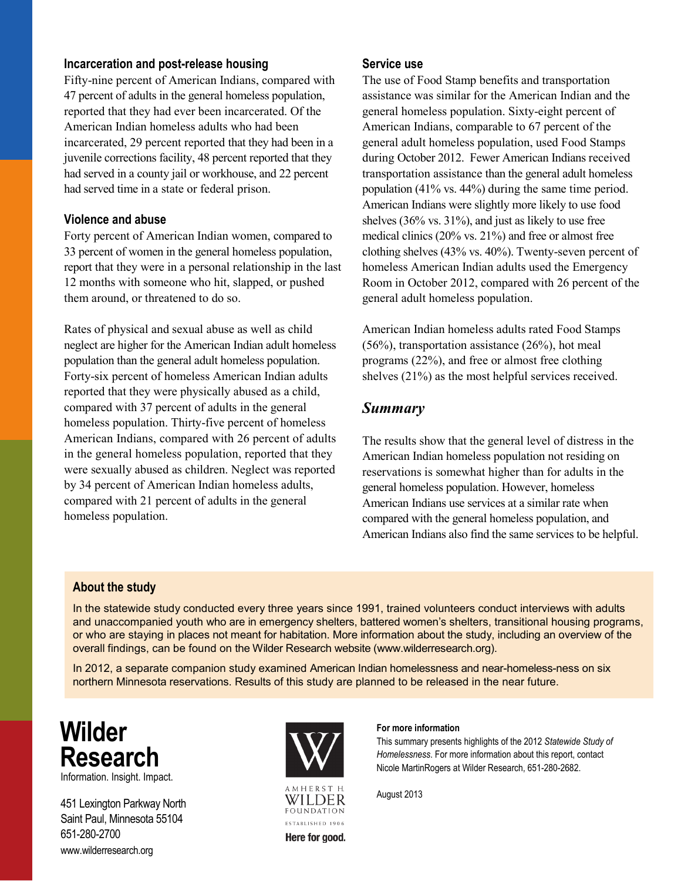### Incarceration and post-release housing

Fifty-nine percent of American Indians, compared with 47 percent of adults in the general homeless population, reported that they had ever been incarcerated. Of the American Indian homeless adults who had been incarcerated, 29 percent reported that they had been in a juvenile corrections facility, 48 percent reported that they had served in a county jail or workhouse, and 22 percent had served time in a state or federal prison.

### Violence and abuse

Forty percent of American Indian women, compared to 33 percent of women in the general homeless population, report that they were in a personal relationship in the last 12 months with someone who hit, slapped, or pushed them around, or threatened to do so.

Rates of physical and sexual abuse as well as child neglect are higher for the American Indian adult homeless population than the general adult homeless population. Forty-six percent of homeless American Indian adults reported that they were physically abused as a child, compared with 37 percent of adults in the general homeless population. Thirty-five percent of homeless American Indians, compared with 26 percent of adults in the general homeless population, reported that they were sexually abused as children. Neglect was reported by 34 percent of American Indian homeless adults, compared with 21 percent of adults in the general homeless population.

### Service use

The use of Food Stamp benefits and transportation assistance was similar for the American Indian and the general homeless population. Sixty-eight percent of American Indians, comparable to 67 percent of the general adult homeless population, used Food Stamps during October 2012. Fewer American Indians received transportation assistance than the general adult homeless population (41% vs. 44%) during the same time period. American Indians were slightly more likely to use food shelves (36% vs. 31%), and just as likely to use free medical clinics (20% vs. 21%) and free or almost free clothing shelves (43% vs. 40%). Twenty-seven percent of homeless American Indian adults used the Emergency Room in October 2012, compared with 26 percent of the general adult homeless population.

American Indian homeless adults rated Food Stamps (56%), transportation assistance (26%), hot meal programs (22%), and free or almost free clothing shelves (21%) as the most helpful services received.

## *Summary*

The results show that the general level of distress in the American Indian homeless population not residing on reservations is somewhat higher than for adults in the general homeless population. However, homeless American Indians use services at a similar rate when compared with the general homeless population, and American Indians also find the same services to be helpful.

### About the study

In the statewide study conducted every three years since 1991, trained volunteers conduct interviews with adults and unaccompanied youth who are in emergency shelters, battered women's shelters, transitional housing programs, or who are staying in places not meant for habitation. More information about the study, including an overview of the overall findings, can be found on the Wilder Research website (www.wilderresearch.org).

In 2012, a separate companion study examined American Indian homelessness and near-homeless-ness on six northern Minnesota reservations. Results of this study are planned to be released in the near future.

**Wilder Research**
Information. Insight. Impact.

451 Lexington Parkway North
Saint Paul, Minnesota 55104
651-280-2700
www.wilderresearch.org

AMHERST H. WILDER FOUNDATION
ESTABLISHED 1906
**Here for good.**

**For more information**
This summary presents highlights of the 2012 *Statewide Study of Homelessness*. For more information about this report, contact Nicole MartinRogers at Wilder Research, 651-280-2682.

August 2013